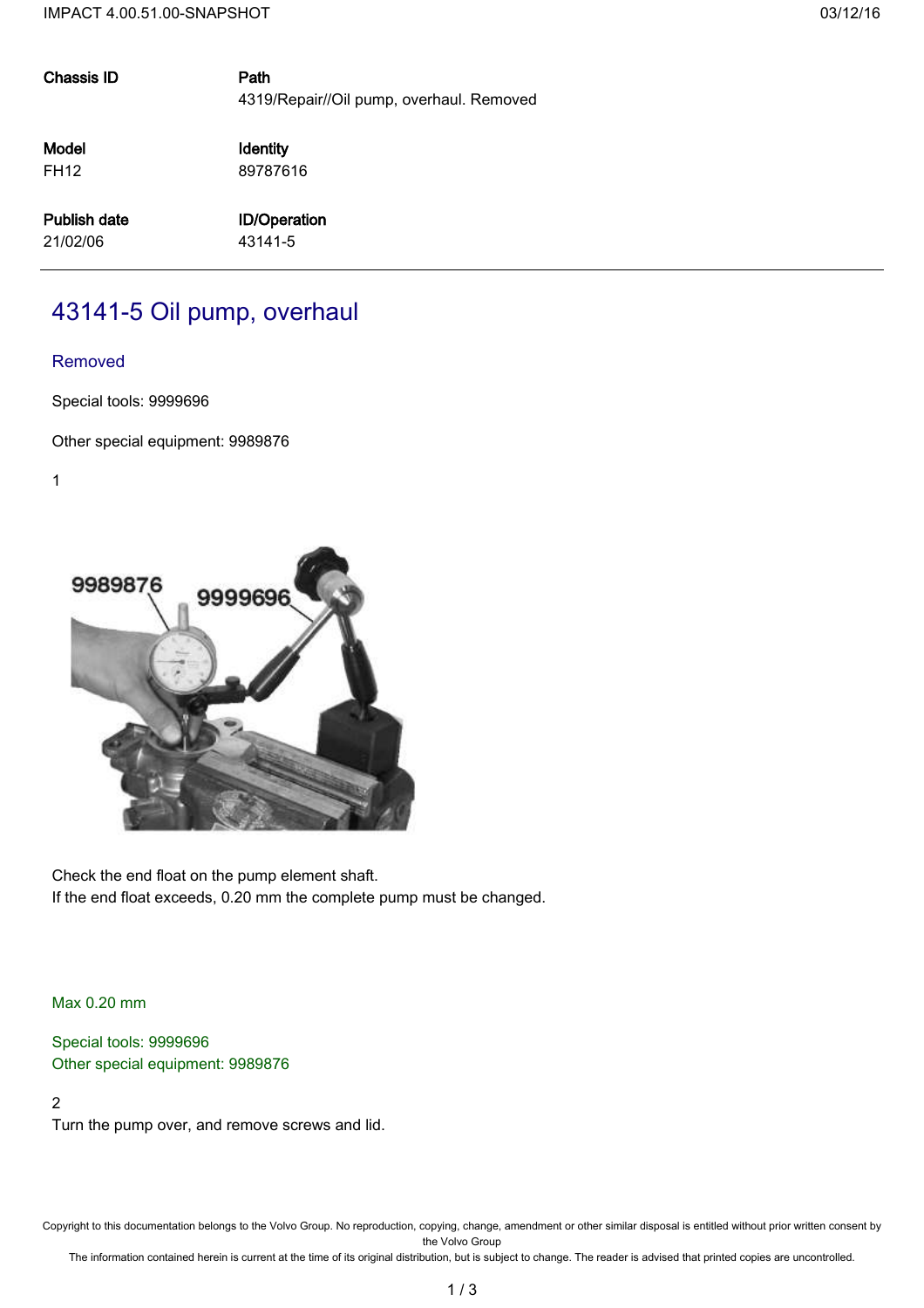| Chassis ID | Path |
| --- | --- |
| | 4319/Repair//Oil pump, overhaul. Removed |
| **Model** | **Identity** |
| FH12 | 89787616 |
| **Publish date** | **ID/Operation** |
| 21/02/06 | 43141-5 |

# 43141-5 Oil pump, overhaul

## Removed

Special tools: 9999696

Other special equipment: 9989876

1

Check the end float on the pump element shaft.
If the end float exceeds, 0.20 mm the complete pump must be changed.

Max 0.20 mm

Special tools: 9999696
Other special equipment: 9989876

2

Turn the pump over, and remove screws and lid.

Copyright to this documentation belongs to the Volvo Group. No reproduction, copying, change, amendment or other similar disposal is entitled without prior written consent by the Volvo Group

The information contained herein is current at the time of its original distribution, but is subject to change. The reader is advised that printed copies are uncontrolled.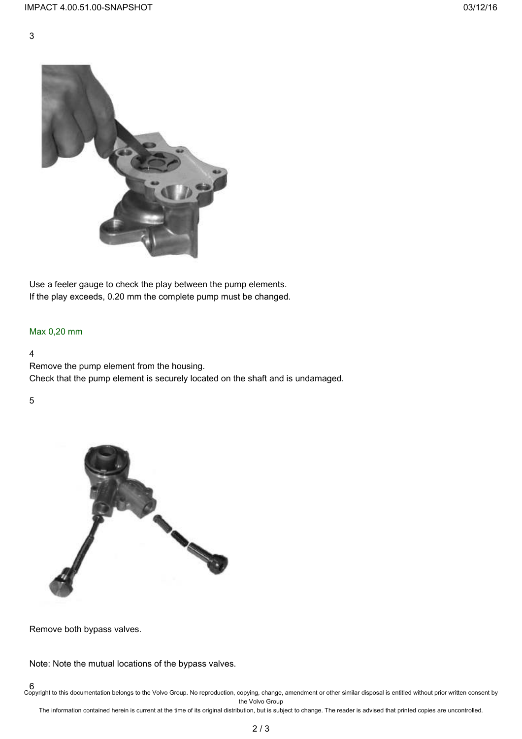3

Use a feeler gauge to check the play between the pump elements.
If the play exceeds, 0.20 mm the complete pump must be changed.

Max 0,20 mm

4

Remove the pump element from the housing.
Check that the pump element is securely located on the shaft and is undamaged.

5

Remove both bypass valves.

Note: Note the mutual locations of the bypass valves.

6

Copyright to this documentation belongs to the Volvo Group. No reproduction, copying, change, amendment or other similar disposal is entitled without prior written consent by the Volvo Group

The information contained herein is current at the time of its original distribution, but is subject to change. The reader is advised that printed copies are uncontrolled.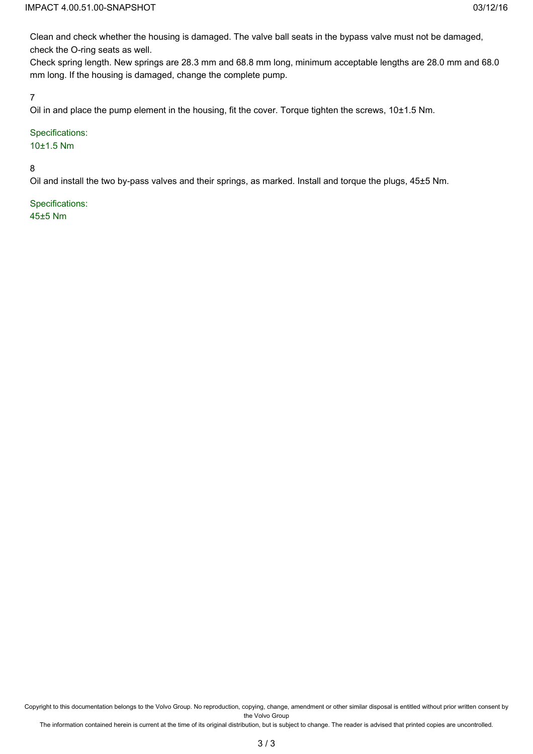Clean and check whether the housing is damaged. The valve ball seats in the bypass valve must not be damaged, check the O-ring seats as well.
Check spring length. New springs are 28.3 mm and 68.8 mm long, minimum acceptable lengths are 28.0 mm and 68.0 mm long. If the housing is damaged, change the complete pump.

7

Oil in and place the pump element in the housing, fit the cover. Torque tighten the screws, 10±1.5 Nm.

Specifications:
10±1.5 Nm

8

Oil and install the two by-pass valves and their springs, as marked. Install and torque the plugs, 45±5 Nm.

Specifications:
45±5 Nm

Copyright to this documentation belongs to the Volvo Group. No reproduction, copying, change, amendment or other similar disposal is entitled without prior written consent by the Volvo Group
The information contained herein is current at the time of its original distribution, but is subject to change. The reader is advised that printed copies are uncontrolled.